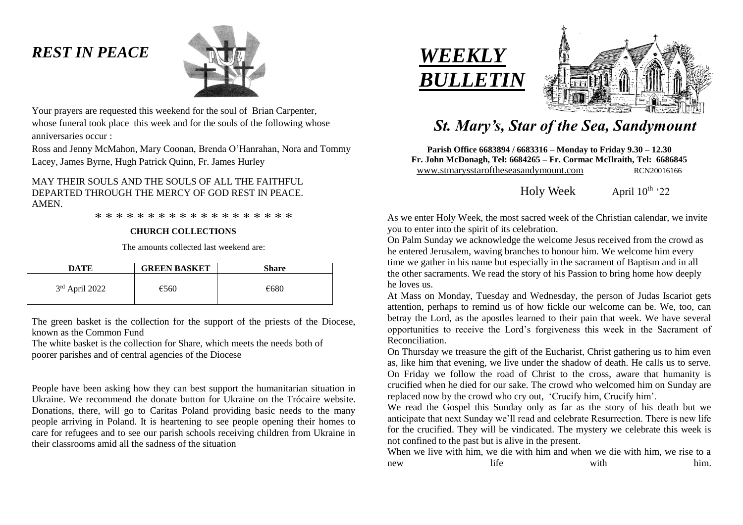# *REST IN PEACE*

Your prayers are requested this weekend for the soul of Brian Carpenter, whose funeral took place this week and for the souls of the following whose anniversaries occur :

Ross and Jenny McMahon, Mary Coonan, Brenda O'Hanrahan, Nora and Tommy Lacey, James Byrne, Hugh Patrick Quinn, Fr. James Hurley

MAY THEIR SOULS AND THE SOULS OF ALL THE FAITHFUL DEPARTED THROUGH THE MERCY OF GOD REST IN PEACE. AMEN.

* * * * * * * * * * * * * * * * * * *

**CHURCH COLLECTIONS**

The amounts collected last weekend are:

| DATE | GREEN BASKET | Share |
|---|---|---|
| 3rd April 2022 | €560 | €680 |

The green basket is the collection for the support of the priests of the Diocese, known as the Common Fund

The white basket is the collection for Share, which meets the needs both of poorer parishes and of central agencies of the Diocese

People have been asking how they can best support the humanitarian situation in Ukraine. We recommend the donate button for Ukraine on the Trócaire website. Donations, there, will go to Caritas Poland providing basic needs to the many people arriving in Poland. It is heartening to see people opening their homes to care for refugees and to see our parish schools receiving children from Ukraine in their classrooms amid all the sadness of the situation

# *WEEKLY BULLETIN*

## *St. Mary's, Star of the Sea, Sandymount*

**Parish Office 6683894 / 6683316 – Monday to Friday 9.30 – 12.30**
**Fr. John McDonagh, Tel: 6684265 – Fr. Cormac McIlraith, Tel: 6686845**
www.stmarysstaroftheseasandymount.com RCN20016166

Holy Week April 10th '22

As we enter Holy Week, the most sacred week of the Christian calendar, we invite you to enter into the spirit of its celebration.

On Palm Sunday we acknowledge the welcome Jesus received from the crowd as he entered Jerusalem, waving branches to honour him. We welcome him every time we gather in his name but especially in the sacrament of Baptism and in all the other sacraments. We read the story of his Passion to bring home how deeply he loves us.

At Mass on Monday, Tuesday and Wednesday, the person of Judas Iscariot gets attention, perhaps to remind us of how fickle our welcome can be. We, too, can betray the Lord, as the apostles learned to their pain that week. We have several opportunities to receive the Lord's forgiveness this week in the Sacrament of Reconciliation.

On Thursday we treasure the gift of the Eucharist, Christ gathering us to him even as, like him that evening, we live under the shadow of death. He calls us to serve. On Friday we follow the road of Christ to the cross, aware that humanity is crucified when he died for our sake. The crowd who welcomed him on Sunday are replaced now by the crowd who cry out, 'Crucify him, Crucify him'.

We read the Gospel this Sunday only as far as the story of his death but we anticipate that next Sunday we'll read and celebrate Resurrection. There is new life for the crucified. They will be vindicated. The mystery we celebrate this week is not confined to the past but is alive in the present.

When we live with him, we die with him and when we die with him, we rise to a new life with him.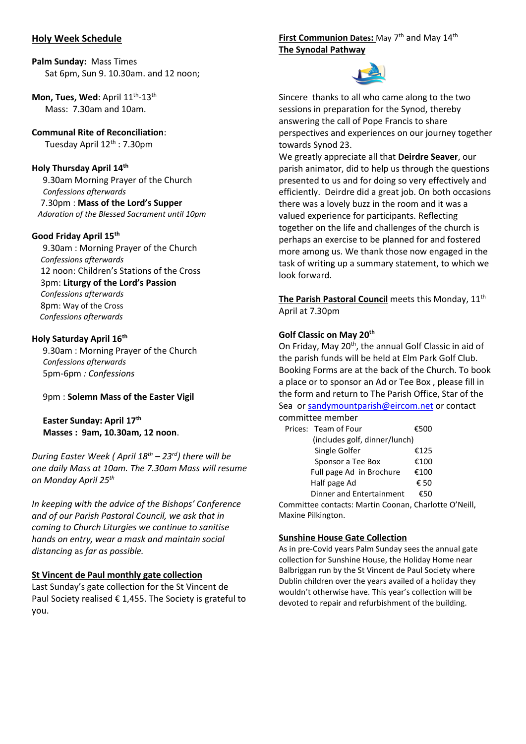## Holy Week Schedule

**Palm Sunday:** Mass Times
Sat 6pm, Sun 9. 10.30am. and 12 noon;

**Mon, Tues, Wed**: April 11th-13th
Mass: 7.30am and 10am.

**Communal Rite of Reconciliation**:
Tuesday April 12th : 7.30pm

**Holy Thursday April 14th**
9.30am Morning Prayer of the Church
*Confessions afterwards*
7.30pm : **Mass of the Lord's Supper**
*Adoration of the Blessed Sacrament until 10pm*

**Good Friday April 15th**
9.30am : Morning Prayer of the Church
*Confessions afterwards*
12 noon: Children's Stations of the Cross
3pm: **Liturgy of the Lord's Passion**
*Confessions afterwards*
8pm: Way of the Cross
*Confessions afterwards*

**Holy Saturday April 16th**
9.30am : Morning Prayer of the Church
*Confessions afterwards*
5pm-6pm : *Confessions*

9pm : **Solemn Mass of the Easter Vigil**

**Easter Sunday: April 17th**
**Masses : 9am, 10.30am, 12 noon**.

*During Easter Week ( April 18th – 23rd) there will be one daily Mass at 10am. The 7.30am Mass will resume on Monday April 25th*

*In keeping with the advice of the Bishops' Conference and of our Parish Pastoral Council, we ask that in coming to Church Liturgies we continue to sanitise hands on entry, wear a mask and maintain social distancing as far as possible.*

**St Vincent de Paul monthly gate collection**

Last Sunday's gate collection for the St Vincent de Paul Society realised € 1,455. The Society is grateful to you.

**First Communion Dates:** May 7th and May 14th

**The Synodal Pathway**

Sincere thanks to all who came along to the two sessions in preparation for the Synod, thereby answering the call of Pope Francis to share perspectives and experiences on our journey together towards Synod 23.

We greatly appreciate all that **Deirdre Seaver**, our parish animator, did to help us through the questions presented to us and for doing so very effectively and efficiently. Deirdre did a great job. On both occasions there was a lovely buzz in the room and it was a valued experience for participants. Reflecting together on the life and challenges of the church is perhaps an exercise to be planned for and fostered more among us. We thank those now engaged in the task of writing up a summary statement, to which we look forward.

**The Parish Pastoral Council** meets this Monday, 11th April at 7.30pm

**Golf Classic on May 20th**

On Friday, May 20th, the annual Golf Classic in aid of the parish funds will be held at Elm Park Golf Club. Booking Forms are at the back of the Church. To book a place or to sponsor an Ad or Tee Box , please fill in the form and return to The Parish Office, Star of the Sea or sandymountparish@eircom.net or contact committee member

| | | |
|---|---|---|
| Prices: | Team of Four (includes golf, dinner/lunch) | €500 |
| | Single Golfer | €125 |
| | Sponsor a Tee Box | €100 |
| | Full page Ad in Brochure | €100 |
| | Half page Ad | € 50 |
| | Dinner and Entertainment | €50 |

Committee contacts: Martin Coonan, Charlotte O'Neill, Maxine Pilkington.

**Sunshine House Gate Collection**

As in pre-Covid years Palm Sunday sees the annual gate collection for Sunshine House, the Holiday Home near Balbriggan run by the St Vincent de Paul Society where Dublin children over the years availed of a holiday they wouldn't otherwise have. This year's collection will be devoted to repair and refurbishment of the building.